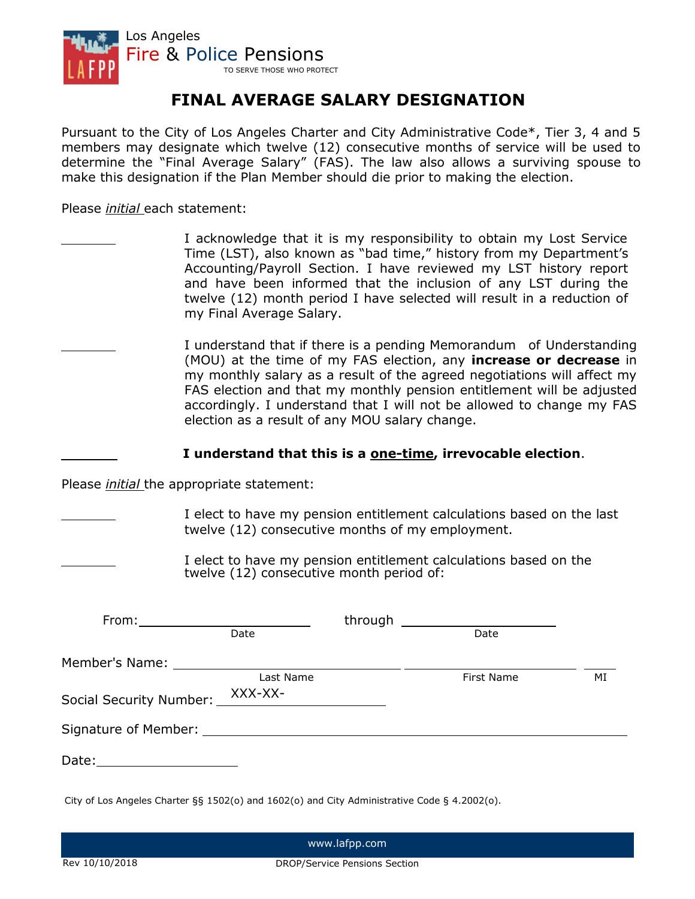Los Angeles
Fire & Police Pensions
TO SERVE THOSE WHO PROTECT

# FINAL AVERAGE SALARY DESIGNATION

Pursuant to the City of Los Angeles Charter and City Administrative Code*, Tier 3, 4 and 5 members may designate which twelve (12) consecutive months of service will be used to determine the "Final Average Salary" (FAS). The law also allows a surviving spouse to make this designation if the Plan Member should die prior to making the election.

Please *initial* each statement:

________ I acknowledge that it is my responsibility to obtain my Lost Service Time (LST), also known as "bad time," history from my Department's Accounting/Payroll Section. I have reviewed my LST history report and have been informed that the inclusion of any LST during the twelve (12) month period I have selected will result in a reduction of my Final Average Salary.

________ I understand that if there is a pending Memorandum of Understanding (MOU) at the time of my FAS election, any **increase or decrease** in my monthly salary as a result of the agreed negotiations will affect my FAS election and that my monthly pension entitlement will be adjusted accordingly. I understand that I will not be allowed to change my FAS election as a result of any MOU salary change.

________ **I understand that this is a one-time, irrevocable election**.

Please *initial* the appropriate statement:

________ I elect to have my pension entitlement calculations based on the last twelve (12) consecutive months of my employment.

________ I elect to have my pension entitlement calculations based on the twelve (12) consecutive month period of:

From: ____________________ through ____________________
Date Date

Member's Name: ____________________ ____________________ ____
Last Name First Name MI

Social Security Number: XXX-XX-____________

Signature of Member: ________________________________________

Date: ____________________

City of Los Angeles Charter §§ 1502(o) and 1602(o) and City Administrative Code § 4.2002(o).

www.lafpp.com

Rev 10/10/2018 DROP/Service Pensions Section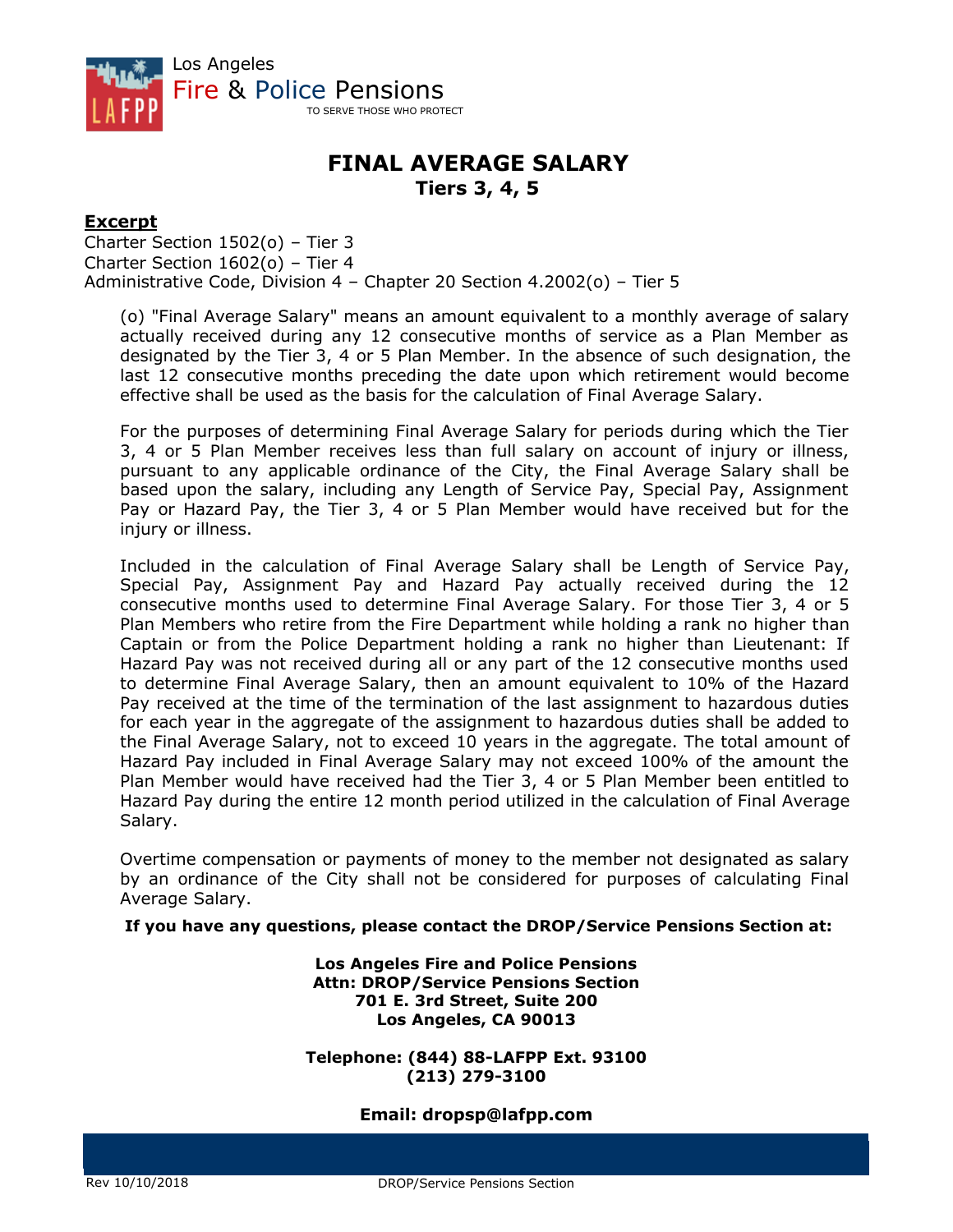Los Angeles
Fire & Police Pensions
TO SERVE THOSE WHO PROTECT

# FINAL AVERAGE SALARY

## Tiers 3, 4, 5

**Excerpt**

Charter Section 1502(o) – Tier 3
Charter Section 1602(o) – Tier 4
Administrative Code, Division 4 – Chapter 20 Section 4.2002(o) – Tier 5

(o) "Final Average Salary" means an amount equivalent to a monthly average of salary actually received during any 12 consecutive months of service as a Plan Member as designated by the Tier 3, 4 or 5 Plan Member. In the absence of such designation, the last 12 consecutive months preceding the date upon which retirement would become effective shall be used as the basis for the calculation of Final Average Salary.

For the purposes of determining Final Average Salary for periods during which the Tier 3, 4 or 5 Plan Member receives less than full salary on account of injury or illness, pursuant to any applicable ordinance of the City, the Final Average Salary shall be based upon the salary, including any Length of Service Pay, Special Pay, Assignment Pay or Hazard Pay, the Tier 3, 4 or 5 Plan Member would have received but for the injury or illness.

Included in the calculation of Final Average Salary shall be Length of Service Pay, Special Pay, Assignment Pay and Hazard Pay actually received during the 12 consecutive months used to determine Final Average Salary. For those Tier 3, 4 or 5 Plan Members who retire from the Fire Department while holding a rank no higher than Captain or from the Police Department holding a rank no higher than Lieutenant: If Hazard Pay was not received during all or any part of the 12 consecutive months used to determine Final Average Salary, then an amount equivalent to 10% of the Hazard Pay received at the time of the termination of the last assignment to hazardous duties for each year in the aggregate of the assignment to hazardous duties shall be added to the Final Average Salary, not to exceed 10 years in the aggregate. The total amount of Hazard Pay included in Final Average Salary may not exceed 100% of the amount the Plan Member would have received had the Tier 3, 4 or 5 Plan Member been entitled to Hazard Pay during the entire 12 month period utilized in the calculation of Final Average Salary.

Overtime compensation or payments of money to the member not designated as salary by an ordinance of the City shall not be considered for purposes of calculating Final Average Salary.

**If you have any questions, please contact the DROP/Service Pensions Section at:**

**Los Angeles Fire and Police Pensions**
**Attn: DROP/Service Pensions Section**
**701 E. 3rd Street, Suite 200**
**Los Angeles, CA 90013**

**Telephone: (844) 88-LAFPP Ext. 93100**
**(213) 279-3100**

**Email: dropsp@lafpp.com**

Rev 10/10/2018 DROP/Service Pensions Section